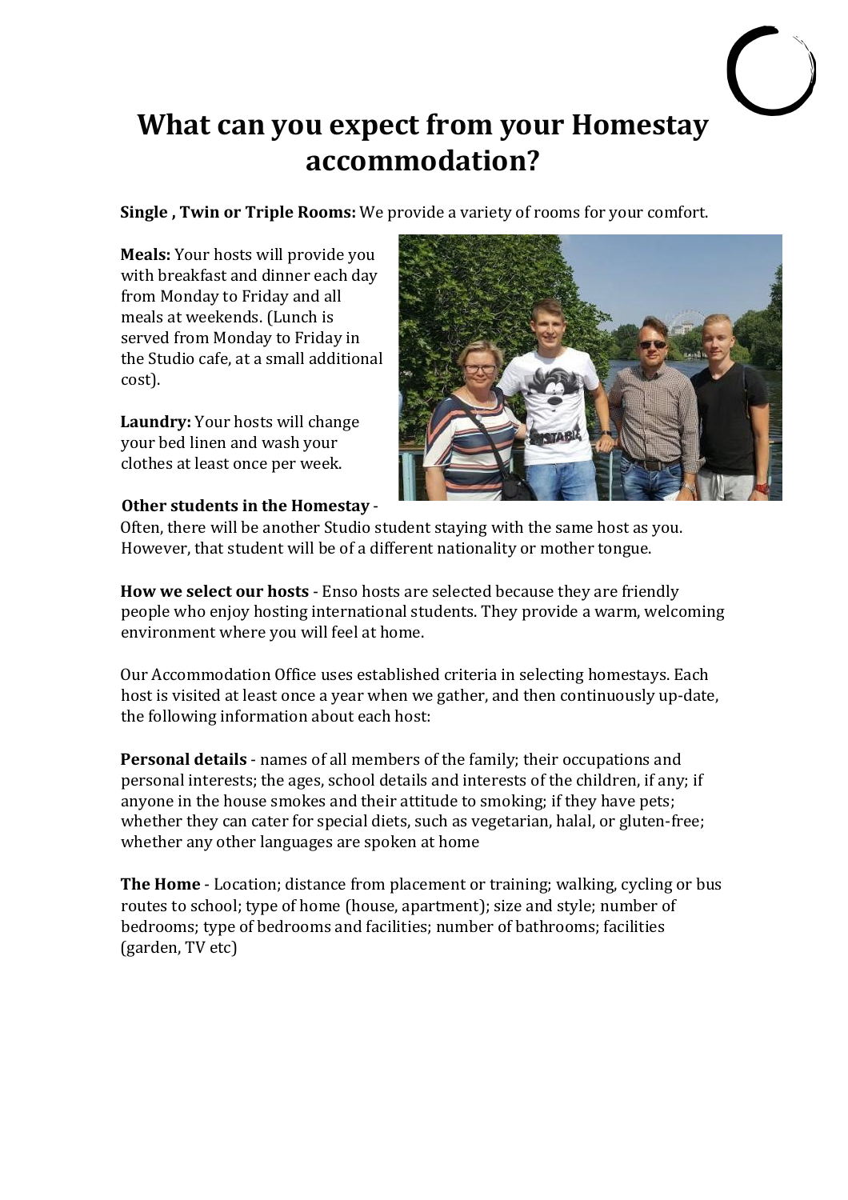# What can you expect from your Homestay accommodation?

**Single , Twin or Triple Rooms:** We provide a variety of rooms for your comfort.

**Meals:** Your hosts will provide you with breakfast and dinner each day from Monday to Friday and all meals at weekends. (Lunch is served from Monday to Friday in the Studio cafe, at a small additional cost).

**Laundry:** Your hosts will change your bed linen and wash your clothes at least once per week.

**Other students in the Homestay** - Often, there will be another Studio student staying with the same host as you. However, that student will be of a different nationality or mother tongue.

**How we select our hosts** - Enso hosts are selected because they are friendly people who enjoy hosting international students. They provide a warm, welcoming environment where you will feel at home.

Our Accommodation Office uses established criteria in selecting homestays. Each host is visited at least once a year when we gather, and then continuously up-date, the following information about each host:

**Personal details** - names of all members of the family; their occupations and personal interests; the ages, school details and interests of the children, if any; if anyone in the house smokes and their attitude to smoking; if they have pets; whether they can cater for special diets, such as vegetarian, halal, or gluten-free; whether any other languages are spoken at home

**The Home** - Location; distance from placement or training; walking, cycling or bus routes to school; type of home (house, apartment); size and style; number of bedrooms; type of bedrooms and facilities; number of bathrooms; facilities (garden, TV etc)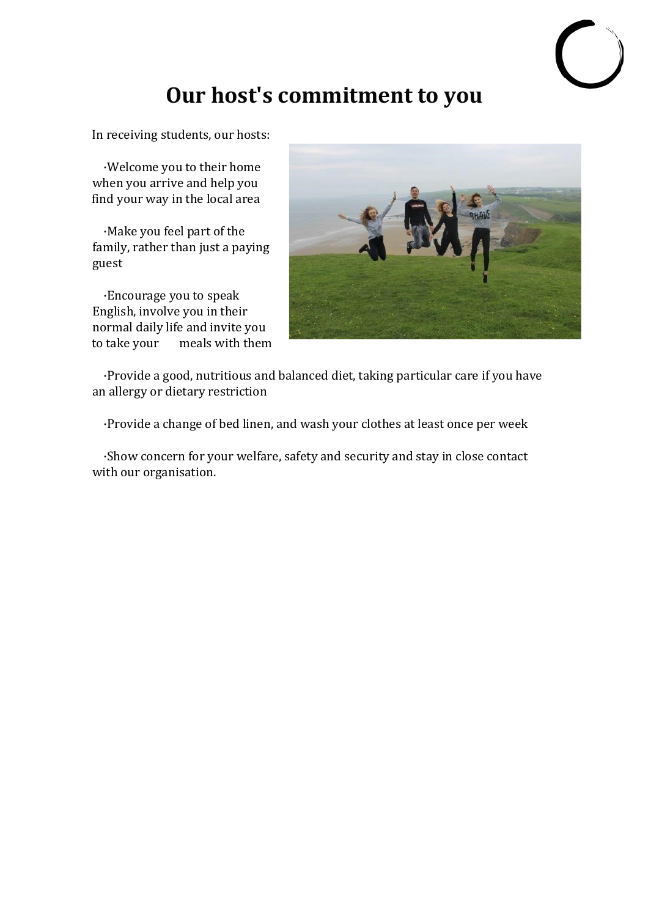# Our host's commitment to you

In receiving students, our hosts:

- Welcome you to their home when you arrive and help you find your way in the local area
- Make you feel part of the family, rather than just a paying guest
- Encourage you to speak English, involve you in their normal daily life and invite you to take your meals with them
- Provide a good, nutritious and balanced diet, taking particular care if you have an allergy or dietary restriction
- Provide a change of bed linen, and wash your clothes at least once per week
- Show concern for your welfare, safety and security and stay in close contact with our organisation.